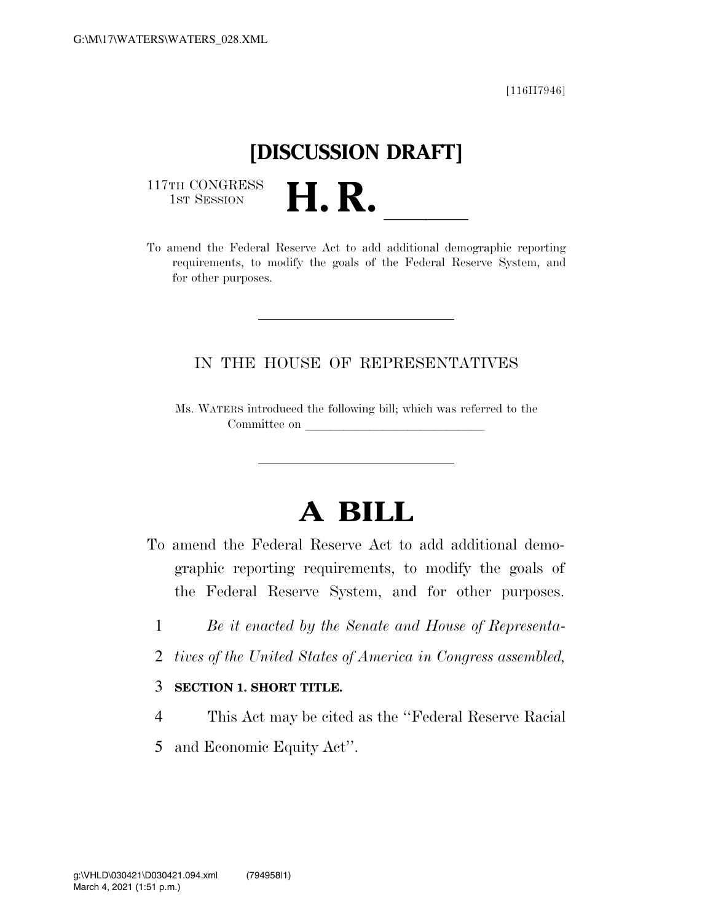[116H7946]

# [DISCUSSION DRAFT]

117TH CONGRESS
1ST SESSION

# H. R. \_\_\_\_\_

To amend the Federal Reserve Act to add additional demographic reporting requirements, to modify the goals of the Federal Reserve System, and for other purposes.

---

IN THE HOUSE OF REPRESENTATIVES

Ms. WATERS introduced the following bill; which was referred to the Committee on \_\_\_\_\_\_\_\_\_\_\_\_\_\_\_\_\_\_\_\_\_\_\_\_\_\_\_\_\_\_

---

# A BILL

To amend the Federal Reserve Act to add additional demographic reporting requirements, to modify the goals of the Federal Reserve System, and for other purposes.

1 *Be it enacted by the Senate and House of Representa-*
2 *tives of the United States of America in Congress assembled,*

3 **SECTION 1. SHORT TITLE.**

4 This Act may be cited as the ''Federal Reserve Racial
5 and Economic Equity Act''.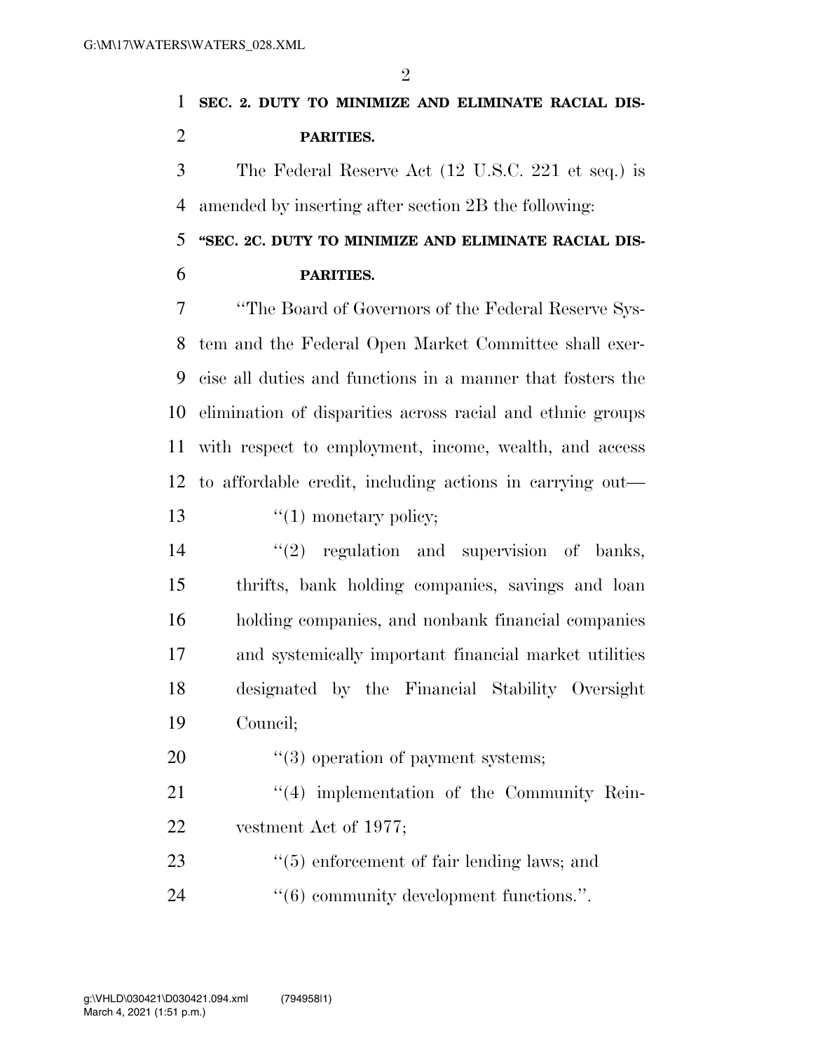**SEC. 2. DUTY TO MINIMIZE AND ELIMINATE RACIAL DISPARITIES.**

The Federal Reserve Act (12 U.S.C. 221 et seq.) is amended by inserting after section 2B the following:

**"SEC. 2C. DUTY TO MINIMIZE AND ELIMINATE RACIAL DISPARITIES.**

"The Board of Governors of the Federal Reserve System and the Federal Open Market Committee shall exercise all duties and functions in a manner that fosters the elimination of disparities across racial and ethnic groups with respect to employment, income, wealth, and access to affordable credit, including actions in carrying out—

"(1) monetary policy;

"(2) regulation and supervision of banks, thrifts, bank holding companies, savings and loan holding companies, and nonbank financial companies and systemically important financial market utilities designated by the Financial Stability Oversight Council;

"(3) operation of payment systems;

"(4) implementation of the Community Reinvestment Act of 1977;

"(5) enforcement of fair lending laws; and

"(6) community development functions.".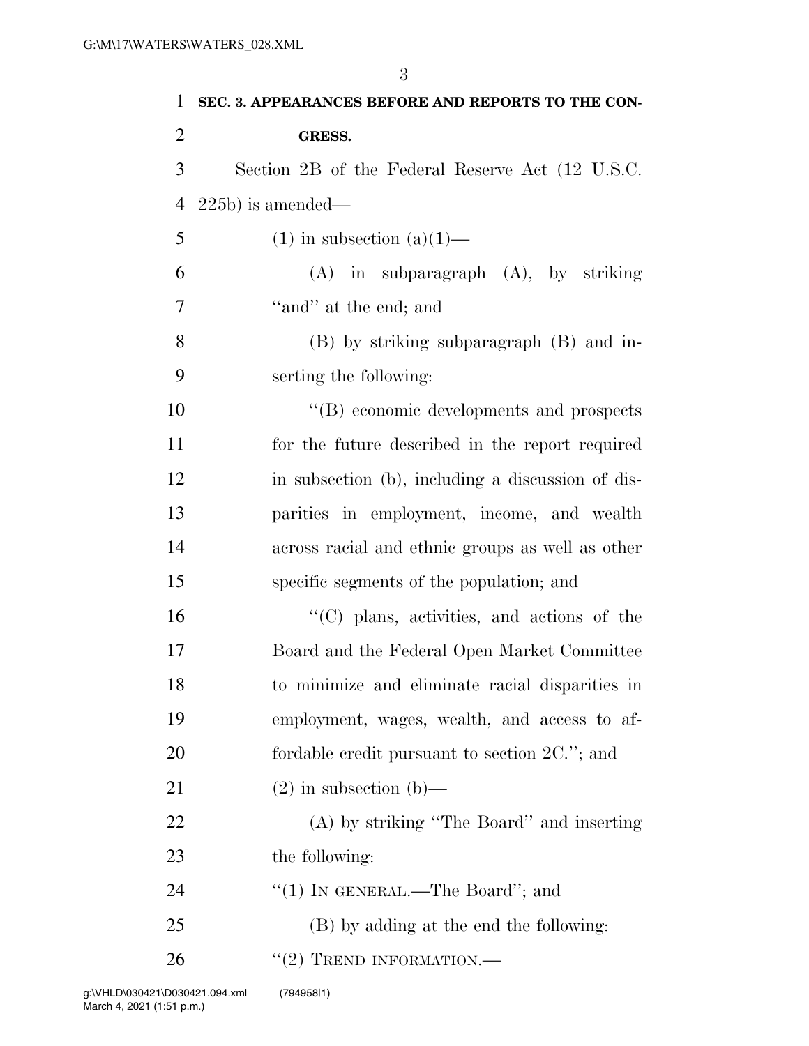**SEC. 3. APPEARANCES BEFORE AND REPORTS TO THE CONGRESS.**

Section 2B of the Federal Reserve Act (12 U.S.C. 225b) is amended—

(1) in subsection (a)(1)—

(A) in subparagraph (A), by striking "and" at the end; and

(B) by striking subparagraph (B) and inserting the following:

"(B) economic developments and prospects for the future described in the report required in subsection (b), including a discussion of disparities in employment, income, and wealth across racial and ethnic groups as well as other specific segments of the population; and

"(C) plans, activities, and actions of the Board and the Federal Open Market Committee to minimize and eliminate racial disparities in employment, wages, wealth, and access to affordable credit pursuant to section 2C."; and

(2) in subsection (b)—

(A) by striking "The Board" and inserting the following:

"(1) IN GENERAL.—The Board"; and

(B) by adding at the end the following:

"(2) TREND INFORMATION.—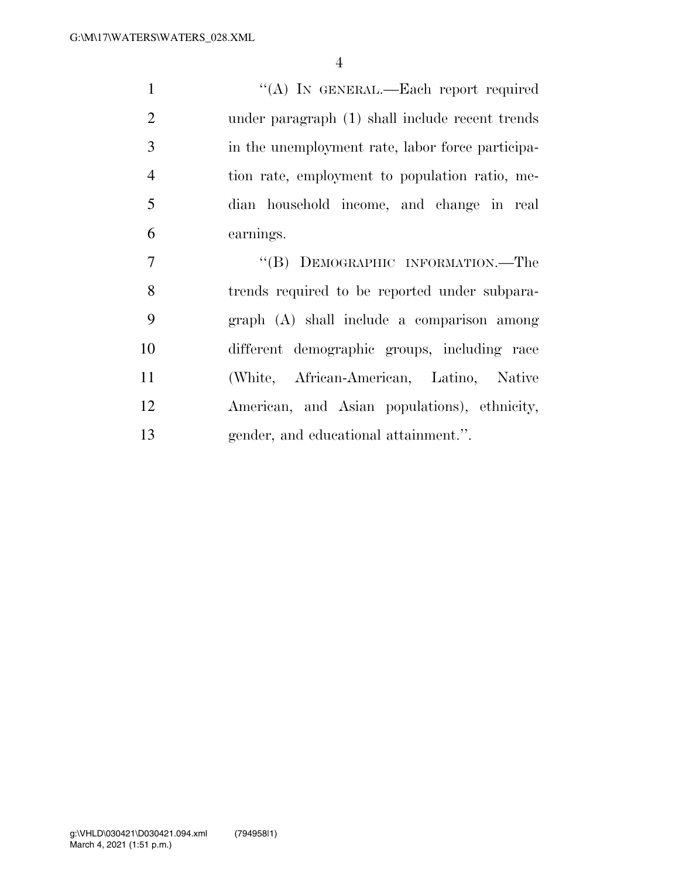"(A) IN GENERAL.—Each report required under paragraph (1) shall include recent trends in the unemployment rate, labor force participation rate, employment to population ratio, median household income, and change in real earnings.

"(B) DEMOGRAPHIC INFORMATION.—The trends required to be reported under subparagraph (A) shall include a comparison among different demographic groups, including race (White, African-American, Latino, Native American, and Asian populations), ethnicity, gender, and educational attainment.".